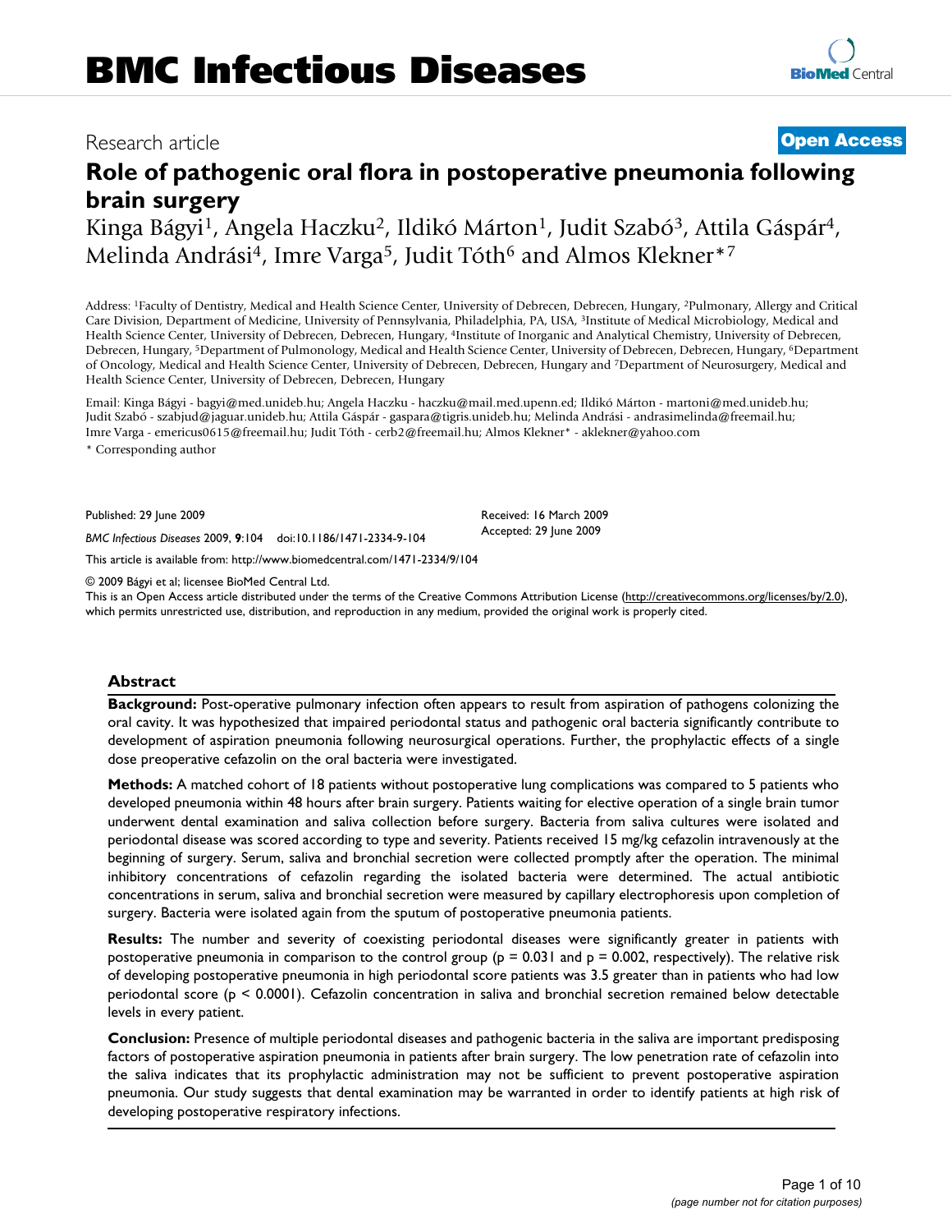BMC Infectious Diseases

Research article

**Open Access**

# Role of pathogenic oral flora in postoperative pneumonia following brain surgery

Kinga Bágyi[1], Angela Haczku[2], Ildikó Márton[1], Judit Szabó[3], Attila Gáspár[4], Melinda Andrási[4], Imre Varga[5], Judit Tóth[6] and Almos Klekner*[7]

Address: [1]Faculty of Dentistry, Medical and Health Science Center, University of Debrecen, Debrecen, Hungary, [2]Pulmonary, Allergy and Critical Care Division, Department of Medicine, University of Pennsylvania, Philadelphia, PA, USA, [3]Institute of Medical Microbiology, Medical and Health Science Center, University of Debrecen, Debrecen, Hungary, [4]Institute of Inorganic and Analytical Chemistry, University of Debrecen, Debrecen, Hungary, [5]Department of Pulmonology, Medical and Health Science Center, University of Debrecen, Debrecen, Hungary, [6]Department of Oncology, Medical and Health Science Center, University of Debrecen, Debrecen, Hungary and [7]Department of Neurosurgery, Medical and Health Science Center, University of Debrecen, Debrecen, Hungary

Email: Kinga Bágyi - bagyi@med.unideb.hu; Angela Haczku - haczku@mail.med.upenn.ed; Ildikó Márton - martoni@med.unideb.hu; Judit Szabó - szabjud@jaguar.unideb.hu; Attila Gáspár - gaspara@tigris.unideb.hu; Melinda Andrási - andrasimelinda@freemail.hu; Imre Varga - emericus0615@freemail.hu; Judit Tóth - cerb2@freemail.hu; Almos Klekner* - aklekner@yahoo.com

* Corresponding author

Published: 29 June 2009

*BMC Infectious Diseases* 2009, **9**:104 doi:10.1186/1471-2334-9-104

Received: 16 March 2009
Accepted: 29 June 2009

This article is available from: http://www.biomedcentral.com/1471-2334/9/104

© 2009 Bágyi et al; licensee BioMed Central Ltd.
This is an Open Access article distributed under the terms of the Creative Commons Attribution License (http://creativecommons.org/licenses/by/2.0), which permits unrestricted use, distribution, and reproduction in any medium, provided the original work is properly cited.

## Abstract

**Background:** Post-operative pulmonary infection often appears to result from aspiration of pathogens colonizing the oral cavity. It was hypothesized that impaired periodontal status and pathogenic oral bacteria significantly contribute to development of aspiration pneumonia following neurosurgical operations. Further, the prophylactic effects of a single dose preoperative cefazolin on the oral bacteria were investigated.

**Methods:** A matched cohort of 18 patients without postoperative lung complications was compared to 5 patients who developed pneumonia within 48 hours after brain surgery. Patients waiting for elective operation of a single brain tumor underwent dental examination and saliva collection before surgery. Bacteria from saliva cultures were isolated and periodontal disease was scored according to type and severity. Patients received 15 mg/kg cefazolin intravenously at the beginning of surgery. Serum, saliva and bronchial secretion were collected promptly after the operation. The minimal inhibitory concentrations of cefazolin regarding the isolated bacteria were determined. The actual antibiotic concentrations in serum, saliva and bronchial secretion were measured by capillary electrophoresis upon completion of surgery. Bacteria were isolated again from the sputum of postoperative pneumonia patients.

**Results:** The number and severity of coexisting periodontal diseases were significantly greater in patients with postoperative pneumonia in comparison to the control group ($p = 0.031$ and $p = 0.002$, respectively). The relative risk of developing postoperative pneumonia in high periodontal score patients was 3.5 greater than in patients who had low periodontal score ($p < 0.0001$). Cefazolin concentration in saliva and bronchial secretion remained below detectable levels in every patient.

**Conclusion:** Presence of multiple periodontal diseases and pathogenic bacteria in the saliva are important predisposing factors of postoperative aspiration pneumonia in patients after brain surgery. The low penetration rate of cefazolin into the saliva indicates that its prophylactic administration may not be sufficient to prevent postoperative aspiration pneumonia. Our study suggests that dental examination may be warranted in order to identify patients at high risk of developing postoperative respiratory infections.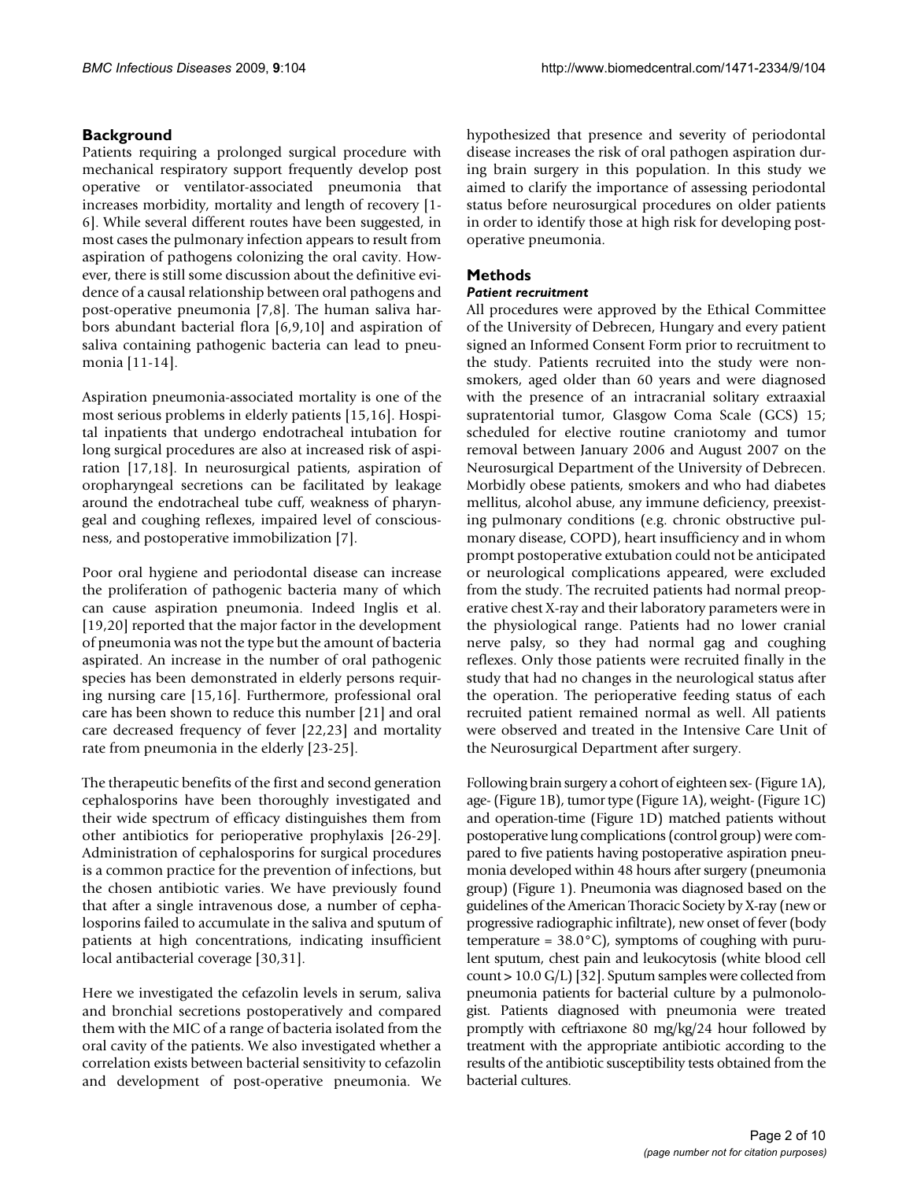## Background

Patients requiring a prolonged surgical procedure with mechanical respiratory support frequently develop post operative or ventilator-associated pneumonia that increases morbidity, mortality and length of recovery [1-6]. While several different routes have been suggested, in most cases the pulmonary infection appears to result from aspiration of pathogens colonizing the oral cavity. However, there is still some discussion about the definitive evidence of a causal relationship between oral pathogens and post-operative pneumonia [7,8]. The human saliva harbors abundant bacterial flora [6,9,10] and aspiration of saliva containing pathogenic bacteria can lead to pneumonia [11-14].

Aspiration pneumonia-associated mortality is one of the most serious problems in elderly patients [15,16]. Hospital inpatients that undergo endotracheal intubation for long surgical procedures are also at increased risk of aspiration [17,18]. In neurosurgical patients, aspiration of oropharyngeal secretions can be facilitated by leakage around the endotracheal tube cuff, weakness of pharyngeal and coughing reflexes, impaired level of consciousness, and postoperative immobilization [7].

Poor oral hygiene and periodontal disease can increase the proliferation of pathogenic bacteria many of which can cause aspiration pneumonia. Indeed Inglis et al. [19,20] reported that the major factor in the development of pneumonia was not the type but the amount of bacteria aspirated. An increase in the number of oral pathogenic species has been demonstrated in elderly persons requiring nursing care [15,16]. Furthermore, professional oral care has been shown to reduce this number [21] and oral care decreased frequency of fever [22,23] and mortality rate from pneumonia in the elderly [23-25].

The therapeutic benefits of the first and second generation cephalosporins have been thoroughly investigated and their wide spectrum of efficacy distinguishes them from other antibiotics for perioperative prophylaxis [26-29]. Administration of cephalosporins for surgical procedures is a common practice for the prevention of infections, but the chosen antibiotic varies. We have previously found that after a single intravenous dose, a number of cephalosporins failed to accumulate in the saliva and sputum of patients at high concentrations, indicating insufficient local antibacterial coverage [30,31].

Here we investigated the cefazolin levels in serum, saliva and bronchial secretions postoperatively and compared them with the MIC of a range of bacteria isolated from the oral cavity of the patients. We also investigated whether a correlation exists between bacterial sensitivity to cefazolin and development of post-operative pneumonia. We hypothesized that presence and severity of periodontal disease increases the risk of oral pathogen aspiration during brain surgery in this population. In this study we aimed to clarify the importance of assessing periodontal status before neurosurgical procedures on older patients in order to identify those at high risk for developing post-operative pneumonia.

## Methods

### *Patient recruitment*

All procedures were approved by the Ethical Committee of the University of Debrecen, Hungary and every patient signed an Informed Consent Form prior to recruitment to the study. Patients recruited into the study were non-smokers, aged older than 60 years and were diagnosed with the presence of an intracranial solitary extraaxial supratentorial tumor, Glasgow Coma Scale (GCS) 15; scheduled for elective routine craniotomy and tumor removal between January 2006 and August 2007 on the Neurosurgical Department of the University of Debrecen. Morbidly obese patients, smokers and who had diabetes mellitus, alcohol abuse, any immune deficiency, preexisting pulmonary conditions (e.g. chronic obstructive pulmonary disease, COPD), heart insufficiency and in whom prompt postoperative extubation could not be anticipated or neurological complications appeared, were excluded from the study. The recruited patients had normal preoperative chest X-ray and their laboratory parameters were in the physiological range. Patients had no lower cranial nerve palsy, so they had normal gag and coughing reflexes. Only those patients were recruited finally in the study that had no changes in the neurological status after the operation. The perioperative feeding status of each recruited patient remained normal as well. All patients were observed and treated in the Intensive Care Unit of the Neurosurgical Department after surgery.

Following brain surgery a cohort of eighteen sex- (Figure 1A), age- (Figure 1B), tumor type (Figure 1A), weight- (Figure 1C) and operation-time (Figure 1D) matched patients without postoperative lung complications (control group) were compared to five patients having postoperative aspiration pneumonia developed within 48 hours after surgery (pneumonia group) (Figure 1). Pneumonia was diagnosed based on the guidelines of the American Thoracic Society by X-ray (new or progressive radiographic infiltrate), new onset of fever (body temperature = 38.0°C), symptoms of coughing with purulent sputum, chest pain and leukocytosis (white blood cell count > 10.0 G/L) [32]. Sputum samples were collected from pneumonia patients for bacterial culture by a pulmonologist. Patients diagnosed with pneumonia were treated promptly with ceftriaxone 80 mg/kg/24 hour followed by treatment with the appropriate antibiotic according to the results of the antibiotic susceptibility tests obtained from the bacterial cultures.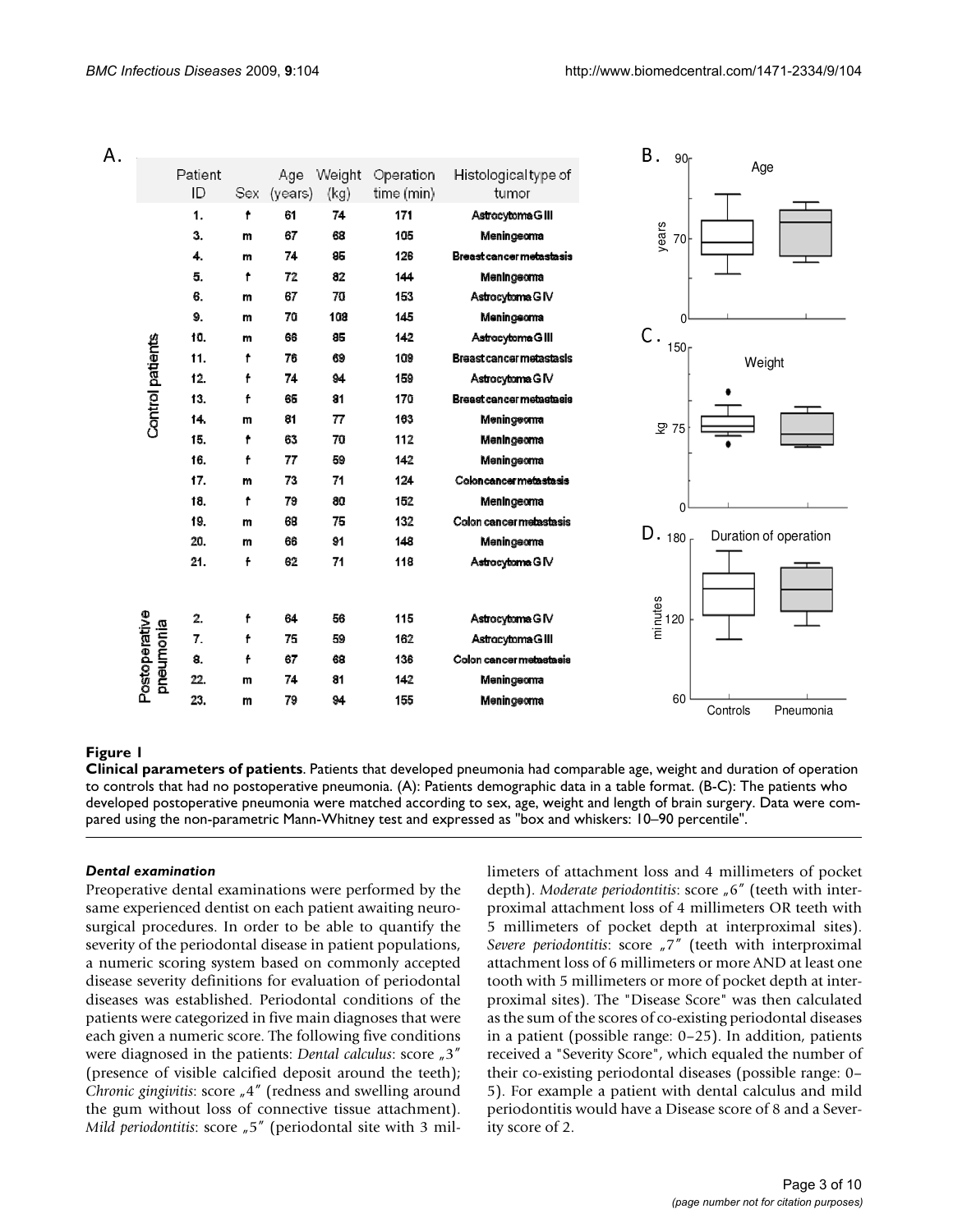A.

| Patient ID | Sex | Age (years) | Weight (kg) | Operation time (min) | Histological type of tumor |
|---|---|---|---|---|---|
| **Control patients** | | | | | |
| 1. | f | 61 | 74 | 171 | Astrocytoma G III |
| 3. | m | 67 | 68 | 105 | Meningeoma |
| 4. | m | 74 | 85 | 126 | Breast cancer metastasis |
| 5. | f | 72 | 82 | 144 | Meningeoma |
| 6. | m | 67 | 70 | 153 | Astrocytoma G IV |
| 9. | m | 70 | 108 | 145 | Meningeoma |
| 10. | m | 66 | 85 | 142 | Astrocytoma G III |
| 11. | f | 76 | 69 | 109 | Breast cancer metastasis |
| 12. | f | 74 | 94 | 159 | Astrocytoma G IV |
| 13. | f | 65 | 81 | 170 | Breast cancer metastasis |
| 14. | m | 81 | 77 | 163 | Meningeoma |
| 15. | f | 63 | 70 | 112 | Meningeoma |
| 16. | f | 77 | 59 | 142 | Meningeoma |
| 17. | m | 73 | 71 | 124 | Colon cancer metastasis |
| 18. | f | 79 | 80 | 152 | Meningeoma |
| 19. | m | 68 | 75 | 132 | Colon cancer metastasis |
| 20. | m | 66 | 91 | 148 | Meningeoma |
| 21. | f | 62 | 71 | 118 | Astrocytoma G IV |
| **Postoperative pneumonia** | | | | | |
| 2. | f | 64 | 56 | 115 | Astrocytoma G IV |
| 7. | f | 75 | 59 | 162 | Astrocytoma G III |
| 8. | f | 67 | 68 | 136 | Colon cancer metastasis |
| 22. | m | 74 | 81 | 142 | Meningeoma |
| 23. | m | 79 | 94 | 155 | Meningeoma |

B. Age
years
90
70
0

C. Weight
kg
150
75
0

D. Duration of operation
minutes
180
120
60
Controls Pneumonia

**Figure 1**
**Clinical parameters of patients**. Patients that developed pneumonia had comparable age, weight and duration of operation to controls that had no postoperative pneumonia. (A): Patients demographic data in a table format. (B-C): The patients who developed postoperative pneumonia were matched according to sex, age, weight and length of brain surgery. Data were compared using the non-parametric Mann-Whitney test and expressed as "box and whiskers: 10–90 percentile".

#### *Dental examination*

Preoperative dental examinations were performed by the same experienced dentist on each patient awaiting neurosurgical procedures. In order to be able to quantify the severity of the periodontal disease in patient populations, a numeric scoring system based on commonly accepted disease severity definitions for evaluation of periodontal diseases was established. Periodontal conditions of the patients were categorized in five main diagnoses that were each given a numeric score. The following five conditions were diagnosed in the patients: *Dental calculus*: score „3" (presence of visible calcified deposit around the teeth); *Chronic gingivitis*: score „4" (redness and swelling around the gum without loss of connective tissue attachment). *Mild periodontitis*: score „5" (periodontal site with 3 millimeters of attachment loss and 4 millimeters of pocket depth). *Moderate periodontitis*: score „6" (teeth with interproximal attachment loss of 4 millimeters OR teeth with 5 millimeters of pocket depth at interproximal sites). *Severe periodontitis*: score „7" (teeth with interproximal attachment loss of 6 millimeters or more AND at least one tooth with 5 millimeters or more of pocket depth at interproximal sites). The "Disease Score" was then calculated as the sum of the scores of co-existing periodontal diseases in a patient (possible range: 0–25). In addition, patients received a "Severity Score", which equaled the number of their co-existing periodontal diseases (possible range: 0–5). For example a patient with dental calculus and mild periodontitis would have a Disease score of 8 and a Severity score of 2.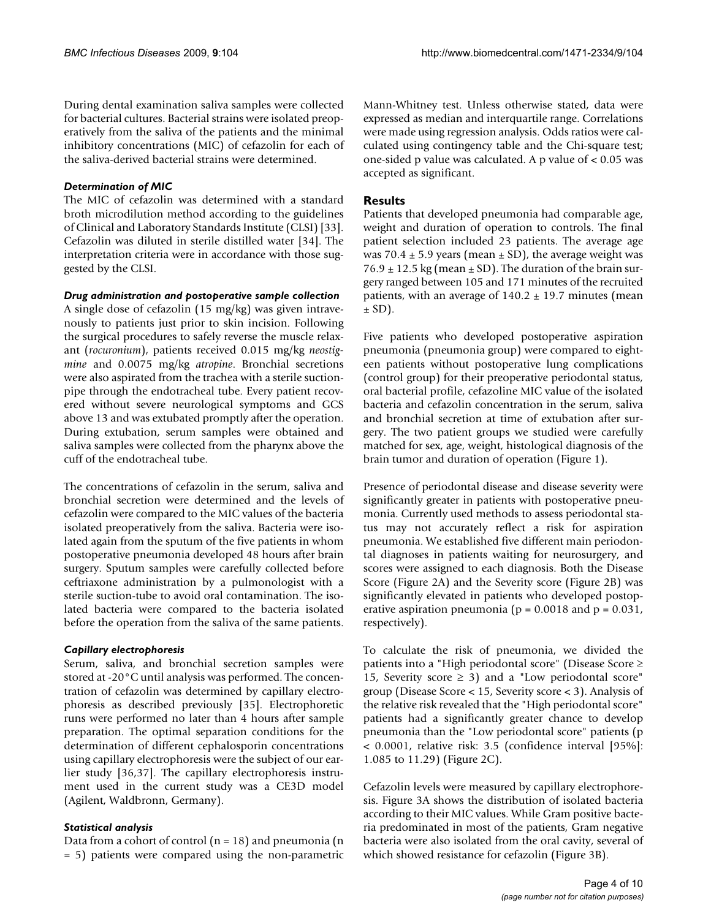During dental examination saliva samples were collected for bacterial cultures. Bacterial strains were isolated preoperatively from the saliva of the patients and the minimal inhibitory concentrations (MIC) of cefazolin for each of the saliva-derived bacterial strains were determined.

#### *Determination of MIC*

The MIC of cefazolin was determined with a standard broth microdilution method according to the guidelines of Clinical and Laboratory Standards Institute (CLSI) [33]. Cefazolin was diluted in sterile distilled water [34]. The interpretation criteria were in accordance with those suggested by the CLSI.

#### *Drug administration and postoperative sample collection*

A single dose of cefazolin (15 mg/kg) was given intravenously to patients just prior to skin incision. Following the surgical procedures to safely reverse the muscle relaxant (*rocuronium*), patients received 0.015 mg/kg *neostigmine* and 0.0075 mg/kg *atropine*. Bronchial secretions were also aspirated from the trachea with a sterile suction-pipe through the endotracheal tube. Every patient recovered without severe neurological symptoms and GCS above 13 and was extubated promptly after the operation. During extubation, serum samples were obtained and saliva samples were collected from the pharynx above the cuff of the endotracheal tube.

The concentrations of cefazolin in the serum, saliva and bronchial secretion were determined and the levels of cefazolin were compared to the MIC values of the bacteria isolated preoperatively from the saliva. Bacteria were isolated again from the sputum of the five patients in whom postoperative pneumonia developed 48 hours after brain surgery. Sputum samples were carefully collected before ceftriaxone administration by a pulmonologist with a sterile suction-tube to avoid oral contamination. The isolated bacteria were compared to the bacteria isolated before the operation from the saliva of the same patients.

#### *Capillary electrophoresis*

Serum, saliva, and bronchial secretion samples were stored at -20°C until analysis was performed. The concentration of cefazolin was determined by capillary electrophoresis as described previously [35]. Electrophoretic runs were performed no later than 4 hours after sample preparation. The optimal separation conditions for the determination of different cephalosporin concentrations using capillary electrophoresis were the subject of our earlier study [36,37]. The capillary electrophoresis instrument used in the current study was a CE3D model (Agilent, Waldbronn, Germany).

#### *Statistical analysis*

Data from a cohort of control ($n = 18$) and pneumonia ($n = 5$) patients were compared using the non-parametric Mann-Whitney test. Unless otherwise stated, data were expressed as median and interquartile range. Correlations were made using regression analysis. Odds ratios were calculated using contingency table and the Chi-square test; one-sided p value was calculated. A p value of $< 0.05$ was accepted as significant.

## Results

Patients that developed pneumonia had comparable age, weight and duration of operation to controls. The final patient selection included 23 patients. The average age was $70.4 \pm 5.9$ years (mean ± SD), the average weight was $76.9 \pm 12.5$ kg (mean ± SD). The duration of the brain surgery ranged between 105 and 171 minutes of the recruited patients, with an average of $140.2 \pm 19.7$ minutes (mean ± SD).

Five patients who developed postoperative aspiration pneumonia (pneumonia group) were compared to eighteen patients without postoperative lung complications (control group) for their preoperative periodontal status, oral bacterial profile, cefazoline MIC value of the isolated bacteria and cefazolin concentration in the serum, saliva and bronchial secretion at time of extubation after surgery. The two patient groups we studied were carefully matched for sex, age, weight, histological diagnosis of the brain tumor and duration of operation (Figure 1).

Presence of periodontal disease and disease severity were significantly greater in patients with postoperative pneumonia. Currently used methods to assess periodontal status may not accurately reflect a risk for aspiration pneumonia. We established five different main periodontal diagnoses in patients waiting for neurosurgery, and scores were assigned to each diagnosis. Both the Disease Score (Figure 2A) and the Severity score (Figure 2B) was significantly elevated in patients who developed postoperative aspiration pneumonia ($p = 0.0018$ and $p = 0.031$, respectively).

To calculate the risk of pneumonia, we divided the patients into a "High periodontal score" (Disease Score $\geq 15$, Severity score $\geq 3$) and a "Low periodontal score" group (Disease Score $< 15$, Severity score $< 3$). Analysis of the relative risk revealed that the "High periodontal score" patients had a significantly greater chance to develop pneumonia than the "Low periodontal score" patients ($p < 0.0001$, relative risk: 3.5 (confidence interval [95%]: 1.085 to 11.29) (Figure 2C).

Cefazolin levels were measured by capillary electrophoresis. Figure 3A shows the distribution of isolated bacteria according to their MIC values. While Gram positive bacteria predominated in most of the patients, Gram negative bacteria were also isolated from the oral cavity, several of which showed resistance for cefazolin (Figure 3B).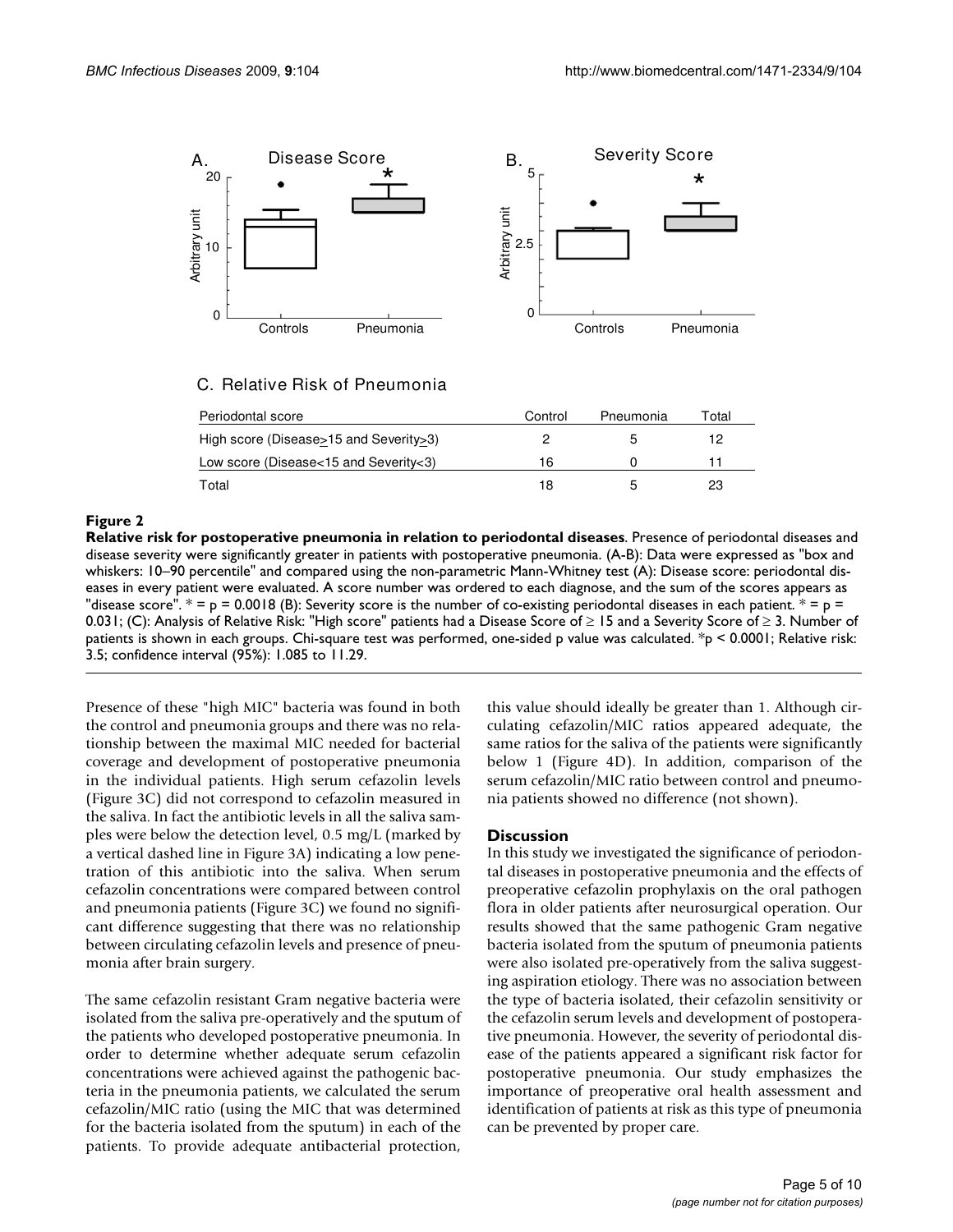A. Disease Score

20

Arbitrary unit

10

0

Controls

Pneumonia

*

B. Severity Score

5

Arbitrary unit

2.5

0

Controls

Pneumonia

*

C. Relative Risk of Pneumonia

| Periodontal score | Control | Pneumonia | Total |
|---|---|---|---|
| High score (Disease≥15 and Severity≥3) | 2 | 5 | 12 |
| Low score (Disease<15 and Severity<3) | 16 | 0 | 11 |
| Total | 18 | 5 | 23 |

**Figure 2**

**Relative risk for postoperative pneumonia in relation to periodontal diseases**. Presence of periodontal diseases and disease severity were significantly greater in patients with postoperative pneumonia. (A-B): Data were expressed as "box and whiskers: 10–90 percentile" and compared using the non-parametric Mann-Whitney test (A): Disease score: periodontal diseases in every patient were evaluated. A score number was ordered to each diagnose, and the sum of the scores appears as "disease score". * = $p = 0.0018$ (B): Severity score is the number of co-existing periodontal diseases in each patient. * = $p = 0.031$; (C): Analysis of Relative Risk: "High score" patients had a Disease Score of ≥ 15 and a Severity Score of ≥ 3. Number of patients is shown in each groups. Chi-square test was performed, one-sided p value was calculated. *$p < 0.0001$; Relative risk: 3.5; confidence interval (95%): 1.085 to 11.29.

Presence of these "high MIC" bacteria was found in both the control and pneumonia groups and there was no relationship between the maximal MIC needed for bacterial coverage and development of postoperative pneumonia in the individual patients. High serum cefazolin levels (Figure 3C) did not correspond to cefazolin measured in the saliva. In fact the antibiotic levels in all the saliva samples were below the detection level, 0.5 mg/L (marked by a vertical dashed line in Figure 3A) indicating a low penetration of this antibiotic into the saliva. When serum cefazolin concentrations were compared between control and pneumonia patients (Figure 3C) we found no significant difference suggesting that there was no relationship between circulating cefazolin levels and presence of pneumonia after brain surgery.

The same cefazolin resistant Gram negative bacteria were isolated from the saliva pre-operatively and the sputum of the patients who developed postoperative pneumonia. In order to determine whether adequate serum cefazolin concentrations were achieved against the pathogenic bacteria in the pneumonia patients, we calculated the serum cefazolin/MIC ratio (using the MIC that was determined for the bacteria isolated from the sputum) in each of the patients. To provide adequate antibacterial protection, this value should ideally be greater than 1. Although circulating cefazolin/MIC ratios appeared adequate, the same ratios for the saliva of the patients were significantly below 1 (Figure 4D). In addition, comparison of the serum cefazolin/MIC ratio between control and pneumonia patients showed no difference (not shown).

## Discussion

In this study we investigated the significance of periodontal diseases in postoperative pneumonia and the effects of preoperative cefazolin prophylaxis on the oral pathogen flora in older patients after neurosurgical operation. Our results showed that the same pathogenic Gram negative bacteria isolated from the sputum of pneumonia patients were also isolated pre-operatively from the saliva suggesting aspiration etiology. There was no association between the type of bacteria isolated, their cefazolin sensitivity or the cefazolin serum levels and development of postoperative pneumonia. However, the severity of periodontal disease of the patients appeared a significant risk factor for postoperative pneumonia. Our study emphasizes the importance of preoperative oral health assessment and identification of patients at risk as this type of pneumonia can be prevented by proper care.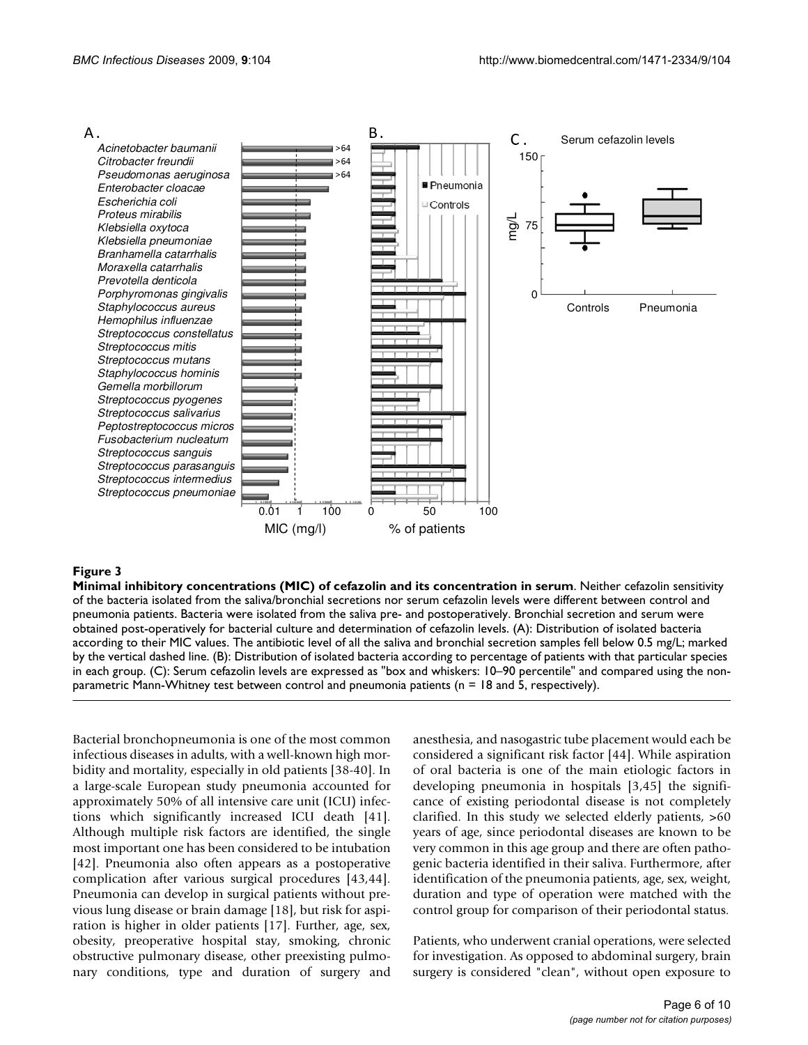A.

Acinetobacter baumanii
Citrobacter freundii
Pseudomonas aeruginosa
Enterobacter cloacae
Escherichia coli
Proteus mirabilis
Klebsiella oxytoca
Klebsiella pneumoniae
Branhamella catarrhalis
Moraxella catarrhalis
Prevotella denticola
Porphyromonas gingivalis
Staphylococcus aureus
Hemophilus influenzae
Streptococcus constellatus
Streptococcus mitis
Streptococcus mutans
Staphylococcus hominis
Gemella morbillorum
Streptococcus pyogenes
Streptococcus salivarius
Peptostreptococcus micros
Fusobacterium nucleatum
Streptococcus sanguis
Streptococcus parasanguis
Streptococcus intermedius
Streptococcus pneumoniae

>64
>64
>64

0.01 1 100

MIC (mg/l)

B.

Pneumonia
Controls

0 50 100

% of patients

C.

Serum cefazolin levels

150
75
0

mg/L

Controls Pneumonia

**Figure 3**

**Minimal inhibitory concentrations (MIC) of cefazolin and its concentration in serum**. Neither cefazolin sensitivity of the bacteria isolated from the saliva/bronchial secretions nor serum cefazolin levels were different between control and pneumonia patients. Bacteria were isolated from the saliva pre- and postoperatively. Bronchial secretion and serum were obtained post-operatively for bacterial culture and determination of cefazolin levels. (A): Distribution of isolated bacteria according to their MIC values. The antibiotic level of all the saliva and bronchial secretion samples fell below 0.5 mg/L; marked by the vertical dashed line. (B): Distribution of isolated bacteria according to percentage of patients with that particular species in each group. (C): Serum cefazolin levels are expressed as "box and whiskers: 10–90 percentile" and compared using the non-parametric Mann-Whitney test between control and pneumonia patients (n = 18 and 5, respectively).

Bacterial bronchopneumonia is one of the most common infectious diseases in adults, with a well-known high morbidity and mortality, especially in old patients [38-40]. In a large-scale European study pneumonia accounted for approximately 50% of all intensive care unit (ICU) infections which significantly increased ICU death [41]. Although multiple risk factors are identified, the single most important one has been considered to be intubation [42]. Pneumonia also often appears as a postoperative complication after various surgical procedures [43,44]. Pneumonia can develop in surgical patients without previous lung disease or brain damage [18], but risk for aspiration is higher in older patients [17]. Further, age, sex, obesity, preoperative hospital stay, smoking, chronic obstructive pulmonary disease, other preexisting pulmonary conditions, type and duration of surgery and anesthesia, and nasogastric tube placement would each be considered a significant risk factor [44]. While aspiration of oral bacteria is one of the main etiologic factors in developing pneumonia in hospitals [3,45] the significance of existing periodontal disease is not completely clarified. In this study we selected elderly patients, >60 years of age, since periodontal diseases are known to be very common in this age group and there are often pathogenic bacteria identified in their saliva. Furthermore, after identification of the pneumonia patients, age, sex, weight, duration and type of operation were matched with the control group for comparison of their periodontal status.

Patients, who underwent cranial operations, were selected for investigation. As opposed to abdominal surgery, brain surgery is considered "clean", without open exposure to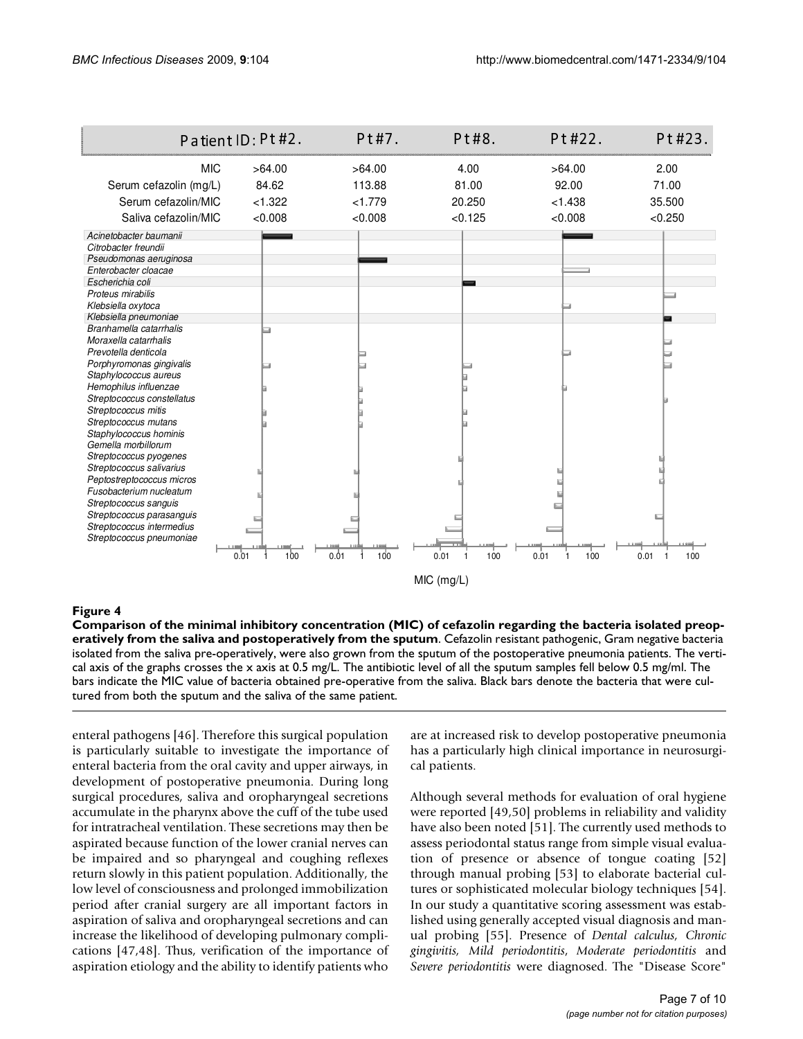Patient ID: Pt #2. Pt #7. Pt #8. Pt #22. Pt #23.

MIC >64.00 >64.00 4.00 >64.00 2.00

Serum cefazolin (mg/L) 84.62 113.88 81.00 92.00 71.00

Serum cefazolin/MIC <1.322 <1.779 20.250 <1.438 35.500

Saliva cefazolin/MIC <0.008 <0.008 <0.125 <0.008 <0.250

Acinetobacter baumanii
Citrobacter freundii
Pseudomonas aeruginosa
Enterobacter cloacae
Escherichia coli
Proteus mirabilis
Klebsiella oxytoca
Klebsiella pneumoniae
Branhamella catarrhalis
Moraxella catarrhalis
Prevotella denticola
Porphyromonas gingivalis
Staphylococcus aureus
Hemophilus influenzae
Streptococcus constellatus
Streptococcus mitis
Streptococcus mutans
Staphylococcus hominis
Gemella morbillorum
Streptococcus pyogenes
Streptococcus salivarius
Peptostreptococcus micros
Fusobacterium nucleatum
Streptococcus sanguis
Streptococcus parasanguis
Streptococcus intermedius
Streptococcus pneumoniae

0.01 1 100 0.01 1 100 0.01 1 100 0.01 1 100 0.01 1 100

MIC (mg/L)

**Figure 4**

**Comparison of the minimal inhibitory concentration (MIC) of cefazolin regarding the bacteria isolated preoperatively from the saliva and postoperatively from the sputum**. Cefazolin resistant pathogenic, Gram negative bacteria isolated from the saliva pre-operatively, were also grown from the sputum of the postoperative pneumonia patients. The vertical axis of the graphs crosses the x axis at 0.5 mg/L. The antibiotic level of all the sputum samples fell below 0.5 mg/ml. The bars indicate the MIC value of bacteria obtained pre-operative from the saliva. Black bars denote the bacteria that were cultured from both the sputum and the saliva of the same patient.

enteral pathogens [46]. Therefore this surgical population is particularly suitable to investigate the importance of enteral bacteria from the oral cavity and upper airways, in development of postoperative pneumonia. During long surgical procedures, saliva and oropharyngeal secretions accumulate in the pharynx above the cuff of the tube used for intratracheal ventilation. These secretions may then be aspirated because function of the lower cranial nerves can be impaired and so pharyngeal and coughing reflexes return slowly in this patient population. Additionally, the low level of consciousness and prolonged immobilization period after cranial surgery are all important factors in aspiration of saliva and oropharyngeal secretions and can increase the likelihood of developing pulmonary complications [47,48]. Thus, verification of the importance of aspiration etiology and the ability to identify patients who are at increased risk to develop postoperative pneumonia has a particularly high clinical importance in neurosurgical patients.

Although several methods for evaluation of oral hygiene were reported [49,50] problems in reliability and validity have also been noted [51]. The currently used methods to assess periodontal status range from simple visual evaluation of presence or absence of tongue coating [52] through manual probing [53] to elaborate bacterial cultures or sophisticated molecular biology techniques [54]. In our study a quantitative scoring assessment was established using generally accepted visual diagnosis and manual probing [55]. Presence of *Dental calculus*, *Chronic gingivitis*, *Mild periodontitis*, *Moderate periodontitis* and *Severe periodontitis* were diagnosed. The "Disease Score"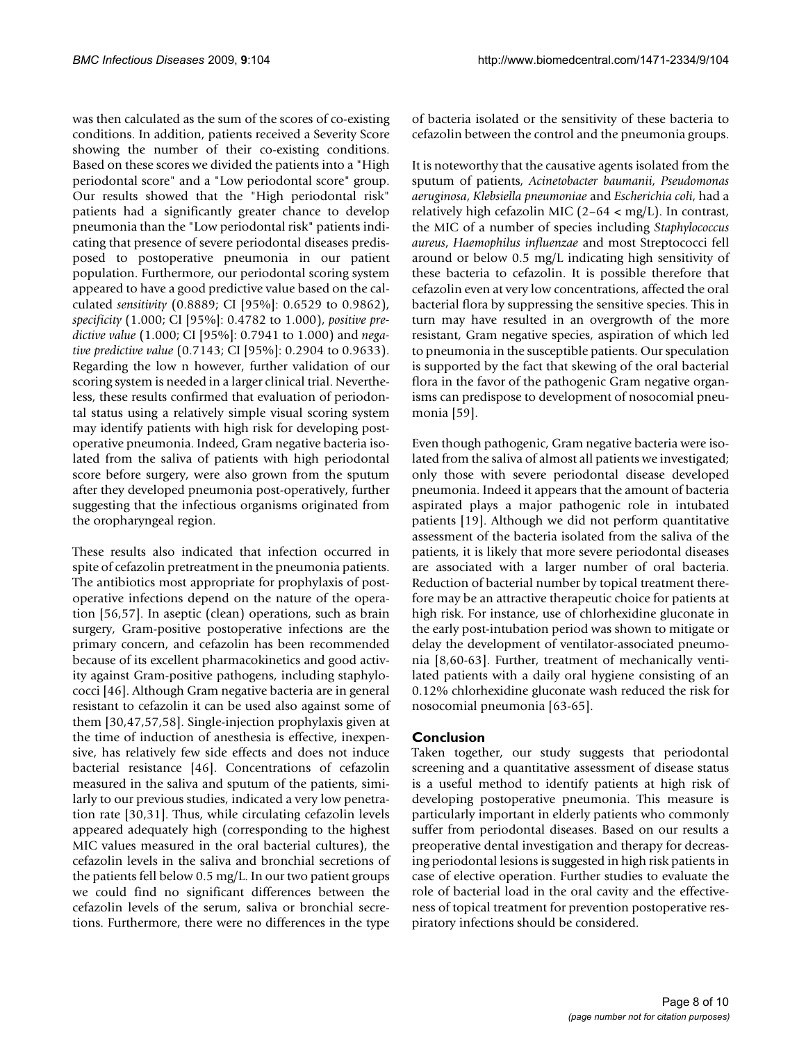was then calculated as the sum of the scores of co-existing conditions. In addition, patients received a Severity Score showing the number of their co-existing conditions. Based on these scores we divided the patients into a "High periodontal score" and a "Low periodontal score" group. Our results showed that the "High periodontal risk" patients had a significantly greater chance to develop pneumonia than the "Low periodontal risk" patients indicating that presence of severe periodontal diseases predisposed to postoperative pneumonia in our patient population. Furthermore, our periodontal scoring system appeared to have a good predictive value based on the calculated *sensitivity* (0.8889; CI [95%]: 0.6529 to 0.9862), *specificity* (1.000; CI [95%]: 0.4782 to 1.000), *positive predictive value* (1.000; CI [95%]: 0.7941 to 1.000) and *negative predictive value* (0.7143; CI [95%]: 0.2904 to 0.9633). Regarding the low n however, further validation of our scoring system is needed in a larger clinical trial. Nevertheless, these results confirmed that evaluation of periodontal status using a relatively simple visual scoring system may identify patients with high risk for developing postoperative pneumonia. Indeed, Gram negative bacteria isolated from the saliva of patients with high periodontal score before surgery, were also grown from the sputum after they developed pneumonia post-operatively, further suggesting that the infectious organisms originated from the oropharyngeal region.

These results also indicated that infection occurred in spite of cefazolin pretreatment in the pneumonia patients. The antibiotics most appropriate for prophylaxis of postoperative infections depend on the nature of the operation [56,57]. In aseptic (clean) operations, such as brain surgery, Gram-positive postoperative infections are the primary concern, and cefazolin has been recommended because of its excellent pharmacokinetics and good activity against Gram-positive pathogens, including staphylococci [46]. Although Gram negative bacteria are in general resistant to cefazolin it can be used also against some of them [30,47,57,58]. Single-injection prophylaxis given at the time of induction of anesthesia is effective, inexpensive, has relatively few side effects and does not induce bacterial resistance [46]. Concentrations of cefazolin measured in the saliva and sputum of the patients, similarly to our previous studies, indicated a very low penetration rate [30,31]. Thus, while circulating cefazolin levels appeared adequately high (corresponding to the highest MIC values measured in the oral bacterial cultures), the cefazolin levels in the saliva and bronchial secretions of the patients fell below 0.5 mg/L. In our two patient groups we could find no significant differences between the cefazolin levels of the serum, saliva or bronchial secretions. Furthermore, there were no differences in the type of bacteria isolated or the sensitivity of these bacteria to cefazolin between the control and the pneumonia groups.

It is noteworthy that the causative agents isolated from the sputum of patients, *Acinetobacter baumanii*, *Pseudomonas aeruginosa*, *Klebsiella pneumoniae* and *Escherichia coli*, had a relatively high cefazolin MIC (2–64 < mg/L). In contrast, the MIC of a number of species including *Staphylococcus aureus*, *Haemophilus influenzae* and most Streptococci fell around or below 0.5 mg/L indicating high sensitivity of these bacteria to cefazolin. It is possible therefore that cefazolin even at very low concentrations, affected the oral bacterial flora by suppressing the sensitive species. This in turn may have resulted in an overgrowth of the more resistant, Gram negative species, aspiration of which led to pneumonia in the susceptible patients. Our speculation is supported by the fact that skewing of the oral bacterial flora in the favor of the pathogenic Gram negative organisms can predispose to development of nosocomial pneumonia [59].

Even though pathogenic, Gram negative bacteria were isolated from the saliva of almost all patients we investigated; only those with severe periodontal disease developed pneumonia. Indeed it appears that the amount of bacteria aspirated plays a major pathogenic role in intubated patients [19]. Although we did not perform quantitative assessment of the bacteria isolated from the saliva of the patients, it is likely that more severe periodontal diseases are associated with a larger number of oral bacteria. Reduction of bacterial number by topical treatment therefore may be an attractive therapeutic choice for patients at high risk. For instance, use of chlorhexidine gluconate in the early post-intubation period was shown to mitigate or delay the development of ventilator-associated pneumonia [8,60-63]. Further, treatment of mechanically ventilated patients with a daily oral hygiene consisting of an 0.12% chlorhexidine gluconate wash reduced the risk for nosocomial pneumonia [63-65].

## Conclusion

Taken together, our study suggests that periodontal screening and a quantitative assessment of disease status is a useful method to identify patients at high risk of developing postoperative pneumonia. This measure is particularly important in elderly patients who commonly suffer from periodontal diseases. Based on our results a preoperative dental investigation and therapy for decreasing periodontal lesions is suggested in high risk patients in case of elective operation. Further studies to evaluate the role of bacterial load in the oral cavity and the effectiveness of topical treatment for prevention postoperative respiratory infections should be considered.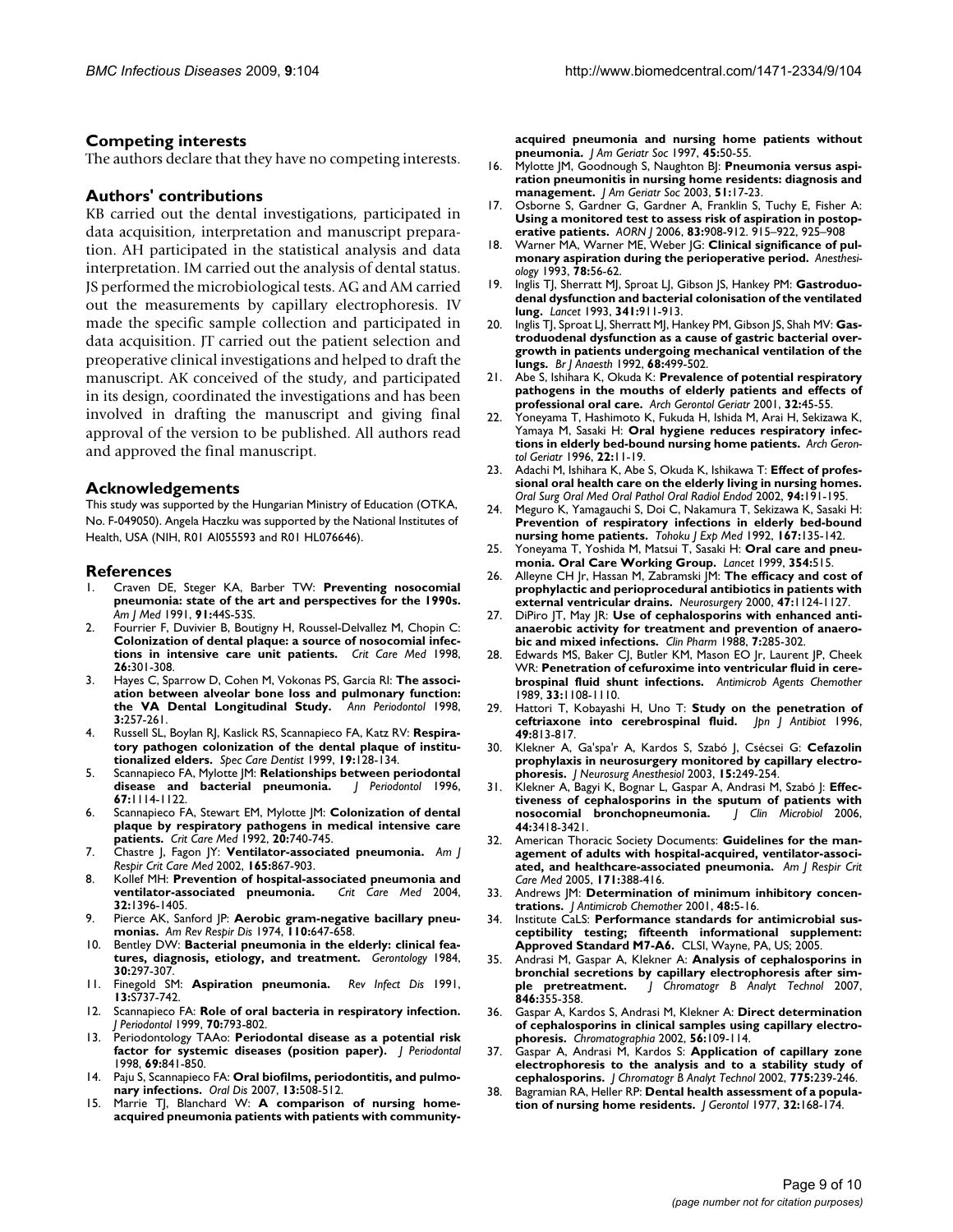## Competing interests

The authors declare that they have no competing interests.

## Authors' contributions

KB carried out the dental investigations, participated in data acquisition, interpretation and manuscript preparation. AH participated in the statistical analysis and data interpretation. IM carried out the analysis of dental status. JS performed the microbiological tests. AG and AM carried out the measurements by capillary electrophoresis. IV made the specific sample collection and participated in data acquisition. JT carried out the patient selection and preoperative clinical investigations and helped to draft the manuscript. AK conceived of the study, and participated in its design, coordinated the investigations and has been involved in drafting the manuscript and giving final approval of the version to be published. All authors read and approved the final manuscript.

## Acknowledgements

This study was supported by the Hungarian Ministry of Education (OTKA, No. F-049050). Angela Haczku was supported by the National Institutes of Health, USA (NIH, R01 AI055593 and R01 HL076646).

## References

1. Craven DE, Steger KA, Barber TW: **Preventing nosocomial pneumonia: state of the art and perspectives for the 1990s.** *Am J Med* 1991, **91:**44S-53S.
2. Fourrier F, Duvivier B, Boutigny H, Roussel-Delvallez M, Chopin C: **Colonization of dental plaque: a source of nosocomial infections in intensive care unit patients.** *Crit Care Med* 1998, **26:**301-308.
3. Hayes C, Sparrow D, Cohen M, Vokonas PS, Garcia RI: **The association between alveolar bone loss and pulmonary function: the VA Dental Longitudinal Study.** *Ann Periodontol* 1998, **3:**257-261.
4. Russell SL, Boylan RJ, Kaslick RS, Scannapieco FA, Katz RV: **Respiratory pathogen colonization of the dental plaque of institutionalized elders.** *Spec Care Dentist* 1999, **19:**128-134.
5. Scannapieco FA, Mylotte JM: **Relationships between periodontal disease and bacterial pneumonia.** *J Periodontol* 1996, **67:**1114-1122.
6. Scannapieco FA, Stewart EM, Mylotte JM: **Colonization of dental plaque by respiratory pathogens in medical intensive care patients.** *Crit Care Med* 1992, **20:**740-745.
7. Chastre J, Fagon JY: **Ventilator-associated pneumonia.** *Am J Respir Crit Care Med* 2002, **165:**867-903.
8. Kollef MH: **Prevention of hospital-associated pneumonia and ventilator-associated pneumonia.** *Crit Care Med* 2004, **32:**1396-1405.
9. Pierce AK, Sanford JP: **Aerobic gram-negative bacillary pneumonias.** *Am Rev Respir Dis* 1974, **110:**647-658.
10. Bentley DW: **Bacterial pneumonia in the elderly: clinical features, diagnosis, etiology, and treatment.** *Gerontology* 1984, **30:**297-307.
11. Finegold SM: **Aspiration pneumonia.** *Rev Infect Dis* 1991, **13:**S737-742.
12. Scannapieco FA: **Role of oral bacteria in respiratory infection.** *J Periodontol* 1999, **70:**793-802.
13. Periodontology TAAo: **Periodontal disease as a potential risk factor for systemic diseases (position paper).** *J Periodontal* 1998, **69:**841-850.
14. Paju S, Scannapieco FA: **Oral biofilms, periodontitis, and pulmonary infections.** *Oral Dis* 2007, **13:**508-512.
15. Marrie TJ, Blanchard W: **A comparison of nursing home-acquired pneumonia patients with patients with community-acquired pneumonia and nursing home patients without pneumonia.** *J Am Geriatr Soc* 1997, **45:**50-55.
16. Mylotte JM, Goodnough S, Naughton BJ: **Pneumonia versus aspiration pneumonitis in nursing home residents: diagnosis and management.** *J Am Geriatr Soc* 2003, **51:**17-23.
17. Osborne S, Gardner G, Gardner A, Franklin S, Tuchy E, Fisher A: **Using a monitored test to assess risk of aspiration in postoperative patients.** *AORN J* 2006, **83:**908-912. 915–922, 925–908
18. Warner MA, Warner ME, Weber JG: **Clinical significance of pulmonary aspiration during the perioperative period.** *Anesthesiology* 1993, **78:**56-62.
19. Inglis TJ, Sherratt MJ, Sproat LJ, Gibson JS, Hankey PM: **Gastroduodenal dysfunction and bacterial colonisation of the ventilated lung.** *Lancet* 1993, **341:**911-913.
20. Inglis TJ, Sproat LJ, Sherratt MJ, Hankey PM, Gibson JS, Shah MV: **Gastroduodenal dysfunction as a cause of gastric bacterial overgrowth in patients undergoing mechanical ventilation of the lungs.** *Br J Anaesth* 1992, **68:**499-502.
21. Abe S, Ishihara K, Okuda K: **Prevalence of potential respiratory pathogens in the mouths of elderly patients and effects of professional oral care.** *Arch Gerontol Geriatr* 2001, **32:**45-55.
22. Yoneyama T, Hashimoto K, Fukuda H, Ishida M, Arai H, Sekizawa K, Yamaya M, Sasaki H: **Oral hygiene reduces respiratory infections in elderly bed-bound nursing home patients.** *Arch Gerontol Geriatr* 1996, **22:**11-19.
23. Adachi M, Ishihara K, Abe S, Okuda K, Ishikawa T: **Effect of professional oral health care on the elderly living in nursing homes.** *Oral Surg Oral Med Oral Pathol Oral Radiol Endod* 2002, **94:**191-195.
24. Meguro K, Yamagauchi S, Doi C, Nakamura T, Sekizawa K, Sasaki H: **Prevention of respiratory infections in elderly bed-bound nursing home patients.** *Tohoku J Exp Med* 1992, **167:**135-142.
25. Yoneyama T, Yoshida M, Matsui T, Sasaki H: **Oral care and pneumonia. Oral Care Working Group.** *Lancet* 1999, **354:**515.
26. Alleyne CH Jr, Hassan M, Zabramski JM: **The efficacy and cost of prophylactic and perioprocedural antibiotics in patients with external ventricular drains.** *Neurosurgery* 2000, **47:**1124-1127.
27. DiPiro JT, May JR: **Use of cephalosporins with enhanced anti-anaerobic activity for treatment and prevention of anaerobic and mixed infections.** *Clin Pharm* 1988, **7:**285-302.
28. Edwards MS, Baker CJ, Butler KM, Mason EO Jr, Laurent JP, Cheek WR: **Penetration of cefuroxime into ventricular fluid in cerebrospinal fluid shunt infections.** *Antimicrob Agents Chemother* 1989, **33:**1108-1110.
29. Hattori T, Kobayashi H, Uno T: **Study on the penetration of ceftriaxone into cerebrospinal fluid.** *Jpn J Antibiot* 1996, **49:**813-817.
30. Klekner A, Ga'spa'r A, Kardos S, Szabó J, Csécsei G: **Cefazolin prophylaxis in neurosurgery monitored by capillary electrophoresis.** *J Neurosurg Anesthesiol* 2003, **15:**249-254.
31. Klekner A, Bagyi K, Bognar L, Gaspar A, Andrasi M, Szabó J: **Effectiveness of cephalosporins in the sputum of patients with nosocomial bronchopneumonia.** *J Clin Microbiol* 2006, **44:**3418-3421.
32. American Thoracic Society Documents: **Guidelines for the management of adults with hospital-acquired, ventilator-associated, and healthcare-associated pneumonia.** *Am J Respir Crit Care Med* 2005, **171:**388-416.
33. Andrews JM: **Determination of minimum inhibitory concentrations.** *J Antimicrob Chemother* 2001, **48:**5-16.
34. Institute CaLS: **Performance standards for antimicrobial susceptibility testing; fifteenth informational supplement: Approved Standard M7-A6.** CLSI, Wayne, PA, US; 2005.
35. Andrasi M, Gaspar A, Klekner A: **Analysis of cephalosporins in bronchial secretions by capillary electrophoresis after simple pretreatment.** *J Chromatogr B Analyt Technol* 2007, **846:**355-358.
36. Gaspar A, Kardos S, Andrasi M, Klekner A: **Direct determination of cephalosporins in clinical samples using capillary electrophoresis.** *Chromatographia* 2002, **56:**109-114.
37. Gaspar A, Andrasi M, Kardos S: **Application of capillary zone electrophoresis to the analysis and to a stability study of cephalosporins.** *J Chromatogr B Analyt Technol* 2002, **775:**239-246.
38. Bagramian RA, Heller RP: **Dental health assessment of a population of nursing home residents.** *J Gerontol* 1977, **32:**168-174.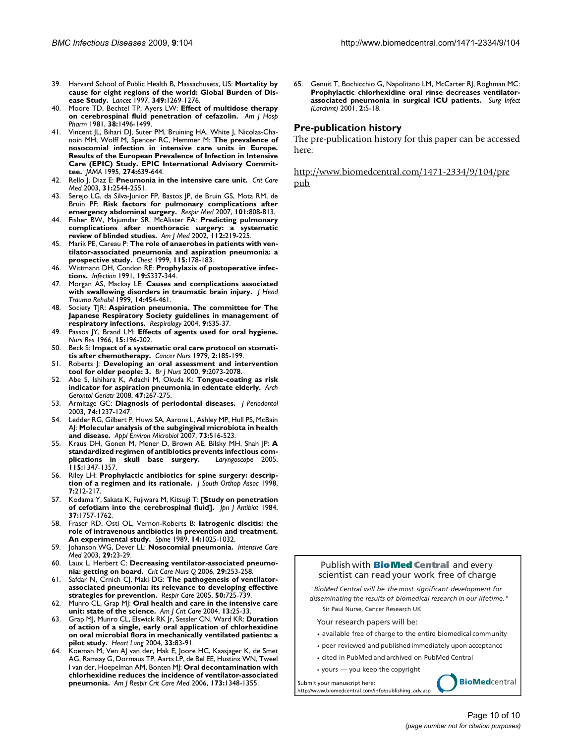39. Harvard School of Public Health B, Massachusets, US: **Mortality by cause for eight regions of the world: Global Burden of Disease Study.** *Lancet* 1997, **349:**1269-1276.
40. Moore TD, Bechtel TP, Ayers LW: **Effect of multidose therapy on cerebrospinal fluid penetration of cefazolin.** *Am J Hosp Pharm* 1981, **38:**1496-1499.
41. Vincent JL, Bihari DJ, Suter PM, Bruining HA, White J, Nicolas-Chanoin MH, Wolff M, Spencer RC, Hemmer M: **The prevalence of nosocomial infection in intensive care units in Europe. Results of the European Prevalence of Infection in Intensive Care (EPIC) Study. EPIC International Advisory Committee.** *JAMA* 1995, **274:**639-644.
42. Rello J, Diaz E: **Pneumonia in the intensive care unit.** *Crit Care Med* 2003, **31:**2544-2551.
43. Serejo LG, da Silva-Junior FP, Bastos JP, de Bruin GS, Mota RM, de Bruin PF: **Risk factors for pulmonary complications after emergency abdominal surgery.** *Respir Med* 2007, **101:**808-813.
44. Fisher BW, Majumdar SR, McAlister FA: **Predicting pulmonary complications after nonthoracic surgery: a systematic review of blinded studies.** *Am J Med* 2002, **112:**219-225.
45. Marik PE, Careau P: **The role of anaerobes in patients with ventilator-associated pneumonia and aspiration pneumonia: a prospective study.** *Chest* 1999, **115:**178-183.
46. Wittmann DH, Condon RE: **Prophylaxis of postoperative infections.** *Infection* 1991, **19:**S337-344.
47. Morgan AS, Mackay LE: **Causes and complications associated with swallowing disorders in traumatic brain injury.** *J Head Trauma Rehabil* 1999, **14:**454-461.
48. Society TJR: **Aspiration pneumonia. The committee for The Japanese Respiratory Society guidelines in management of respiratory infections.** *Respirology* 2004, **9:**S35-37.
49. Passos JY, Brand LM: **Effects of agents used for oral hygiene.** *Nurs Res* 1966, **15:**196-202.
50. Beck S: **Impact of a systematic oral care protocol on stomatitis after chemotherapy.** *Cancer Nurs* 1979, **2:**185-199.
51. Roberts J: **Developing an oral assessment and intervention tool for older people: 3.** *Br J Nurs* 2000, **9:**2073-2078.
52. Abe S, Ishihara K, Adachi M, Okuda K: **Tongue-coating as risk indicator for aspiration pneumonia in edentate elderly.** *Arch Gerontol Geriatr* 2008, **47:**267-275.
53. Armitage GC: **Diagnosis of periodontal diseases.** *J Periodontol* 2003, **74:**1237-1247.
54. Ledder RG, Gilbert P, Huws SA, Aarons L, Ashley MP, Hull PS, McBain AJ: **Molecular analysis of the subgingival microbiota in health and disease.** *Appl Environ Microbiol* 2007, **73:**516-523.
55. Kraus DH, Gonen M, Mener D, Brown AE, Bilsky MH, Shah JP: **A standardized regimen of antibiotics prevents infectious complications in skull base surgery.** *Laryngoscope* 2005, **115:**1347-1357.
56. Riley LH: **Prophylactic antibiotics for spine surgery: description of a regimen and its rationale.** *J South Orthop Assoc* 1998, **7:**212-217.
57. Kodama Y, Sakata K, Fujiwara M, Kitsugi T: **[Study on penetration of cefotiam into the cerebrospinal fluid].** *Jpn J Antibiot* 1984, **37:**1757-1762.
58. Fraser RD, Osti OL, Vernon-Roberts B: **Iatrogenic discitis: the role of intravenous antibiotics in prevention and treatment. An experimental study.** *Spine* 1989, **14:**1025-1032.
59. Johanson WG, Dever LL: **Nosocomial pneumonia.** *Intensive Care Med* 2003, **29:**23-29.
60. Laux L, Herbert C: **Decreasing ventilator-associated pneumonia: getting on board.** *Crit Care Nurs Q* 2006, **29:**253-258.
61. Safdar N, Crnich CJ, Maki DG: **The pathogenesis of ventilator-associated pneumonia: its relevance to developing effective strategies for prevention.** *Respir Care* 2005, **50:**725-739.
62. Munro CL, Grap MJ: **Oral health and care in the intensive care unit: state of the science.** *Am J Crit Care* 2004, **13:**25-33.
63. Grap MJ, Munro CL, Elswick RK Jr, Sessler CN, Ward KR: **Duration of action of a single, early oral application of chlorhexidine on oral microbial flora in mechanically ventilated patients: a pilot study.** *Heart Lung* 2004, **33:**83-91.
64. Koeman M, Ven AJ van der, Hak E, Joore HC, Kaasjager K, de Smet AG, Ramsay G, Dormaus TP, Aarts LP, de Bel EE, Hustinx WN, Tweel I van der, Hoepelman AM, Bonten MJ: **Oral decontamination with chlorhexidine reduces the incidence of ventilator-associated pneumonia.** *Am J Respir Crit Care Med* 2006, **173:**1348-1355.
65. Genuit T, Bochicchio G, Napolitano LM, McCarter RJ, Roghman MC: **Prophylactic chlorhexidine oral rinse decreases ventilator-associated pneumonia in surgical ICU patients.** *Surg Infect (Larchmt)* 2001, **2:**5-18.

## Pre-publication history

The pre-publication history for this paper can be accessed here:

http://www.biomedcentral.com/1471-2334/9/104/prepub

Publish with **BioMed Central** and every scientist can read your work free of charge

*"BioMed Central will be the most significant development for disseminating the results of biomedical research in our lifetime."*

Sir Paul Nurse, Cancer Research UK

Your research papers will be:

- available free of charge to the entire biomedical community
- peer reviewed and published immediately upon acceptance
- cited in PubMed and archived on PubMed Central
- yours — you keep the copyright

Submit your manuscript here:
http://www.biomedcentral.com/info/publishing_adv.asp

BioMedcentral